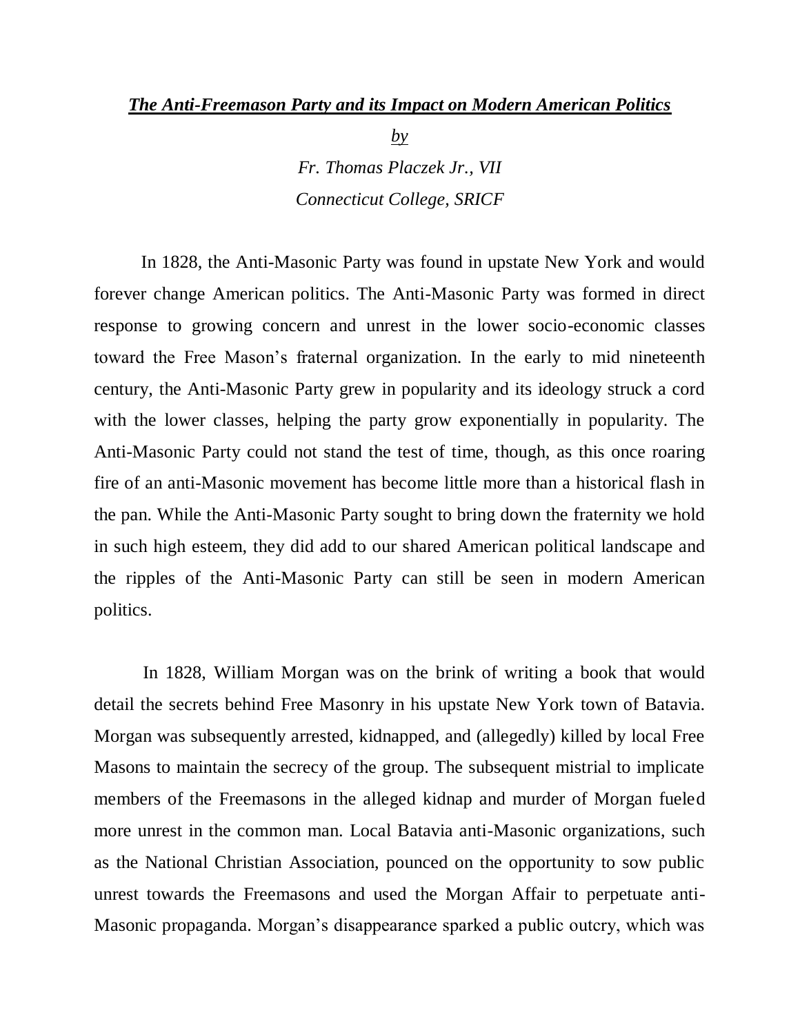***The Anti-Freemason Party and its Impact on Modern American Politics***

*by*

*Fr. Thomas Placzek Jr., VII*
*Connecticut College, SRICF*

In 1828, the Anti-Masonic Party was found in upstate New York and would forever change American politics. The Anti-Masonic Party was formed in direct response to growing concern and unrest in the lower socio-economic classes toward the Free Mason's fraternal organization. In the early to mid nineteenth century, the Anti-Masonic Party grew in popularity and its ideology struck a cord with the lower classes, helping the party grow exponentially in popularity. The Anti-Masonic Party could not stand the test of time, though, as this once roaring fire of an anti-Masonic movement has become little more than a historical flash in the pan. While the Anti-Masonic Party sought to bring down the fraternity we hold in such high esteem, they did add to our shared American political landscape and the ripples of the Anti-Masonic Party can still be seen in modern American politics.

In 1828, William Morgan was on the brink of writing a book that would detail the secrets behind Free Masonry in his upstate New York town of Batavia. Morgan was subsequently arrested, kidnapped, and (allegedly) killed by local Free Masons to maintain the secrecy of the group. The subsequent mistrial to implicate members of the Freemasons in the alleged kidnap and murder of Morgan fueled more unrest in the common man. Local Batavia anti-Masonic organizations, such as the National Christian Association, pounced on the opportunity to sow public unrest towards the Freemasons and used the Morgan Affair to perpetuate anti-Masonic propaganda. Morgan's disappearance sparked a public outcry, which was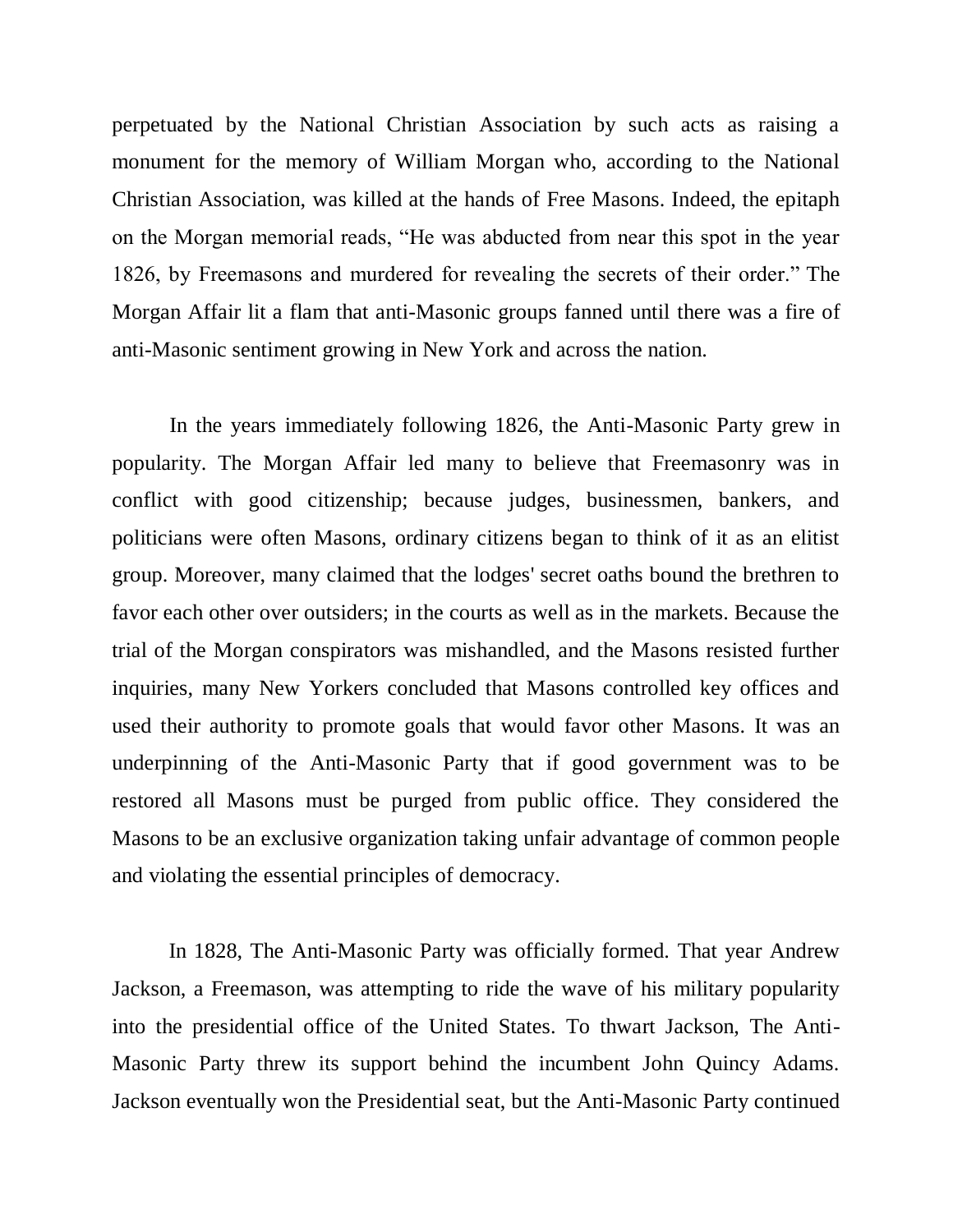perpetuated by the National Christian Association by such acts as raising a monument for the memory of William Morgan who, according to the National Christian Association, was killed at the hands of Free Masons. Indeed, the epitaph on the Morgan memorial reads, "He was abducted from near this spot in the year 1826, by Freemasons and murdered for revealing the secrets of their order." The Morgan Affair lit a flam that anti-Masonic groups fanned until there was a fire of anti-Masonic sentiment growing in New York and across the nation.

In the years immediately following 1826, the Anti-Masonic Party grew in popularity. The Morgan Affair led many to believe that Freemasonry was in conflict with good citizenship; because judges, businessmen, bankers, and politicians were often Masons, ordinary citizens began to think of it as an elitist group. Moreover, many claimed that the lodges' secret oaths bound the brethren to favor each other over outsiders; in the courts as well as in the markets. Because the trial of the Morgan conspirators was mishandled, and the Masons resisted further inquiries, many New Yorkers concluded that Masons controlled key offices and used their authority to promote goals that would favor other Masons. It was an underpinning of the Anti-Masonic Party that if good government was to be restored all Masons must be purged from public office. They considered the Masons to be an exclusive organization taking unfair advantage of common people and violating the essential principles of democracy.

In 1828, The Anti-Masonic Party was officially formed. That year Andrew Jackson, a Freemason, was attempting to ride the wave of his military popularity into the presidential office of the United States. To thwart Jackson, The Anti-Masonic Party threw its support behind the incumbent John Quincy Adams. Jackson eventually won the Presidential seat, but the Anti-Masonic Party continued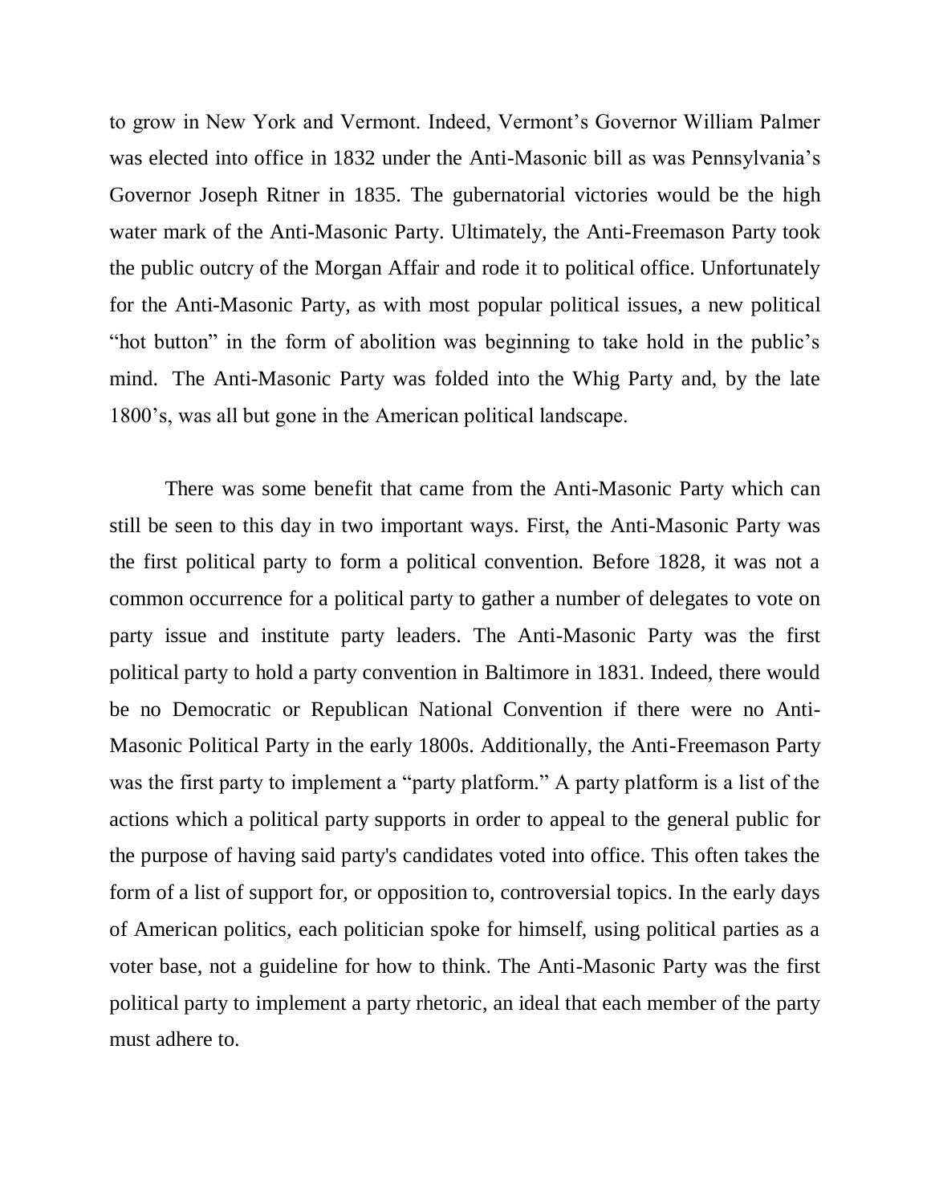to grow in New York and Vermont. Indeed, Vermont's Governor William Palmer was elected into office in 1832 under the Anti-Masonic bill as was Pennsylvania's Governor Joseph Ritner in 1835. The gubernatorial victories would be the high water mark of the Anti-Masonic Party. Ultimately, the Anti-Freemason Party took the public outcry of the Morgan Affair and rode it to political office. Unfortunately for the Anti-Masonic Party, as with most popular political issues, a new political "hot button" in the form of abolition was beginning to take hold in the public's mind. The Anti-Masonic Party was folded into the Whig Party and, by the late 1800's, was all but gone in the American political landscape.

There was some benefit that came from the Anti-Masonic Party which can still be seen to this day in two important ways. First, the Anti-Masonic Party was the first political party to form a political convention. Before 1828, it was not a common occurrence for a political party to gather a number of delegates to vote on party issue and institute party leaders. The Anti-Masonic Party was the first political party to hold a party convention in Baltimore in 1831. Indeed, there would be no Democratic or Republican National Convention if there were no Anti-Masonic Political Party in the early 1800s. Additionally, the Anti-Freemason Party was the first party to implement a "party platform." A party platform is a list of the actions which a political party supports in order to appeal to the general public for the purpose of having said party's candidates voted into office. This often takes the form of a list of support for, or opposition to, controversial topics. In the early days of American politics, each politician spoke for himself, using political parties as a voter base, not a guideline for how to think. The Anti-Masonic Party was the first political party to implement a party rhetoric, an ideal that each member of the party must adhere to.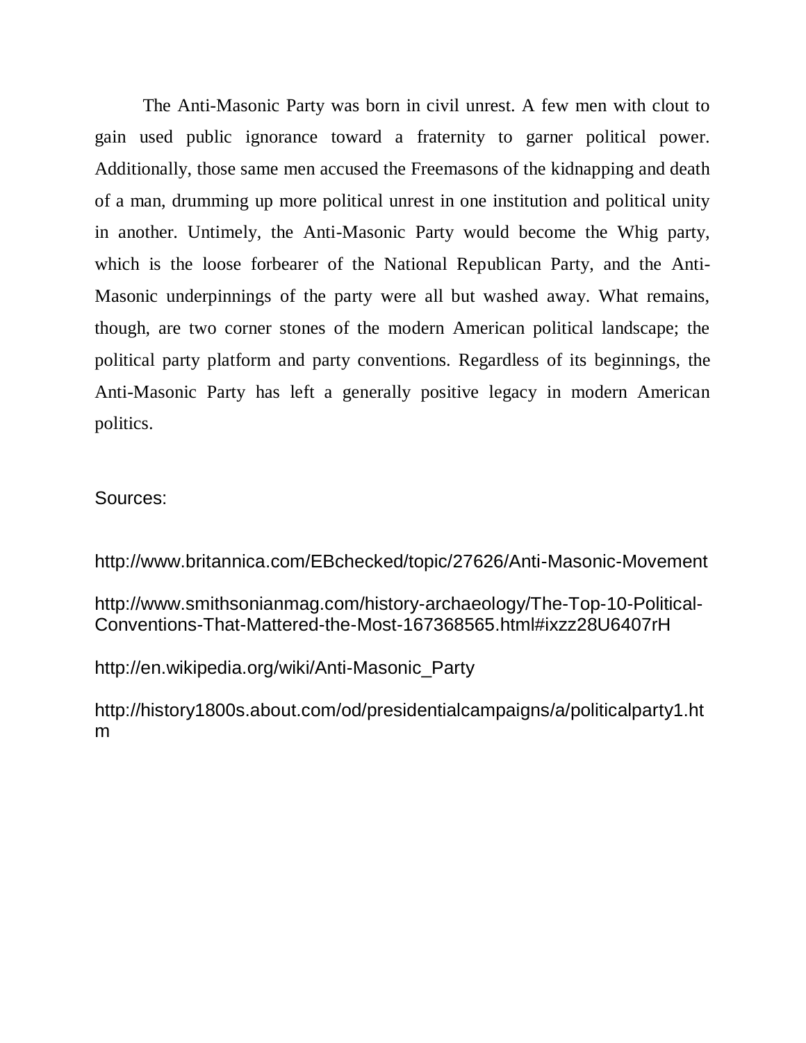The Anti-Masonic Party was born in civil unrest. A few men with clout to gain used public ignorance toward a fraternity to garner political power. Additionally, those same men accused the Freemasons of the kidnapping and death of a man, drumming up more political unrest in one institution and political unity in another. Untimely, the Anti-Masonic Party would become the Whig party, which is the loose forbearer of the National Republican Party, and the Anti-Masonic underpinnings of the party were all but washed away. What remains, though, are two corner stones of the modern American political landscape; the political party platform and party conventions. Regardless of its beginnings, the Anti-Masonic Party has left a generally positive legacy in modern American politics.

Sources:

http://www.britannica.com/EBchecked/topic/27626/Anti-Masonic-Movement

http://www.smithsonianmag.com/history-archaeology/The-Top-10-Political-Conventions-That-Mattered-the-Most-167368565.html#ixzz28U6407rH

http://en.wikipedia.org/wiki/Anti-Masonic_Party

http://history1800s.about.com/od/presidentialcampaigns/a/politicalparty1.htm